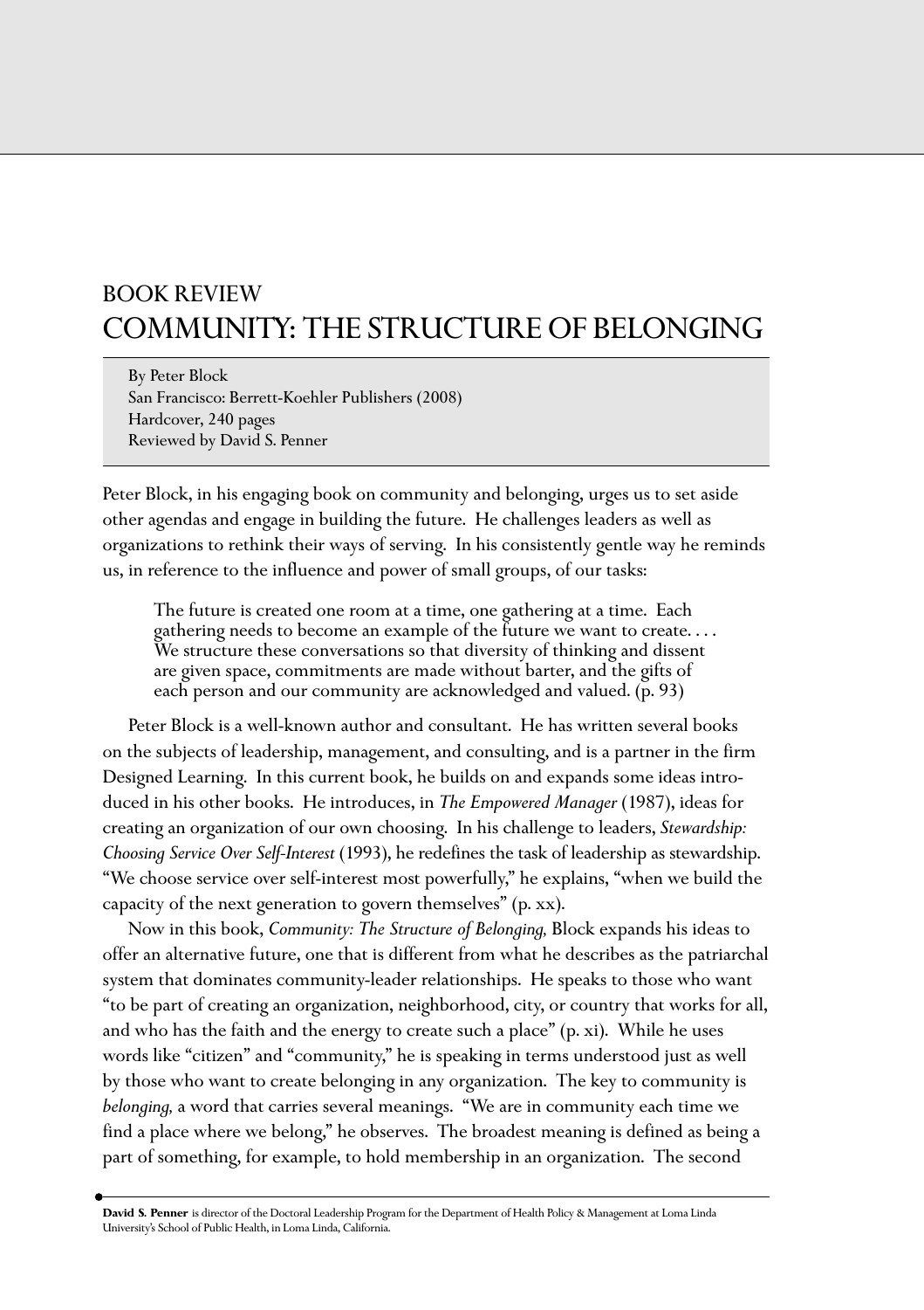# BOOK REVIEW
# COMMUNITY: THE STRUCTURE OF BELONGING

By Peter Block
San Francisco: Berrett-Koehler Publishers (2008)
Hardcover, 240 pages
Reviewed by David S. Penner

Peter Block, in his engaging book on community and belonging, urges us to set aside other agendas and engage in building the future. He challenges leaders as well as organizations to rethink their ways of serving. In his consistently gentle way he reminds us, in reference to the influence and power of small groups, of our tasks:

> The future is created one room at a time, one gathering at a time. Each gathering needs to become an example of the future we want to create. . . . We structure these conversations so that diversity of thinking and dissent are given space, commitments are made without barter, and the gifts of each person and our community are acknowledged and valued. (p. 93)

Peter Block is a well-known author and consultant. He has written several books on the subjects of leadership, management, and consulting, and is a partner in the firm Designed Learning. In this current book, he builds on and expands some ideas introduced in his other books. He introduces, in *The Empowered Manager* (1987), ideas for creating an organization of our own choosing. In his challenge to leaders, *Stewardship: Choosing Service Over Self-Interest* (1993), he redefines the task of leadership as stewardship. "We choose service over self-interest most powerfully," he explains, "when we build the capacity of the next generation to govern themselves" (p. xx).

Now in this book, *Community: The Structure of Belonging,* Block expands his ideas to offer an alternative future, one that is different from what he describes as the patriarchal system that dominates community-leader relationships. He speaks to those who want "to be part of creating an organization, neighborhood, city, or country that works for all, and who has the faith and the energy to create such a place" (p. xi). While he uses words like "citizen" and "community," he is speaking in terms understood just as well by those who want to create belonging in any organization. The key to community is *belonging,* a word that carries several meanings. "We are in community each time we find a place where we belong," he observes. The broadest meaning is defined as being a part of something, for example, to hold membership in an organization. The second

**David S. Penner** is director of the Doctoral Leadership Program for the Department of Health Policy & Management at Loma Linda University's School of Public Health, in Loma Linda, California.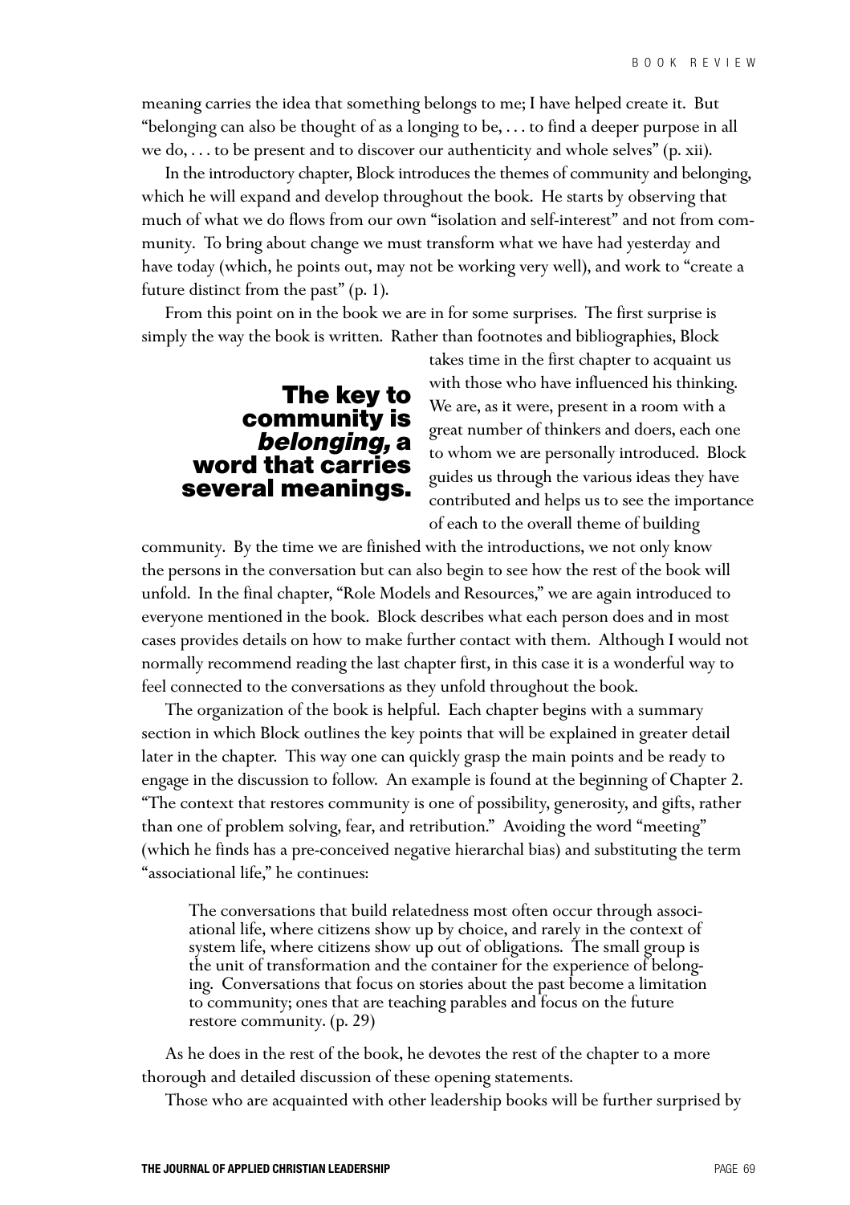meaning carries the idea that something belongs to me; I have helped create it. But "belonging can also be thought of as a longing to be, . . . to find a deeper purpose in all we do, . . . to be present and to discover our authenticity and whole selves" (p. xii).

In the introductory chapter, Block introduces the themes of community and belonging, which he will expand and develop throughout the book. He starts by observing that much of what we do flows from our own "isolation and self-interest" and not from community. To bring about change we must transform what we have had yesterday and have today (which, he points out, may not be working very well), and work to "create a future distinct from the past" (p. 1).

From this point on in the book we are in for some surprises. The first surprise is simply the way the book is written. Rather than footnotes and bibliographies, Block takes time in the first chapter to acquaint us with those who have influenced his thinking. We are, as it were, present in a room with a great number of thinkers and doers, each one to whom we are personally introduced. Block guides us through the various ideas they have contributed and helps us to see the importance of each to the overall theme of building community. By the time we are finished with the introductions, we not only know the persons in the conversation but can also begin to see how the rest of the book will unfold. In the final chapter, "Role Models and Resources," we are again introduced to everyone mentioned in the book. Block describes what each person does and in most cases provides details on how to make further contact with them. Although I would not normally recommend reading the last chapter first, in this case it is a wonderful way to feel connected to the conversations as they unfold throughout the book.

> **The key to community is *belonging,* a word that carries several meanings.**

The organization of the book is helpful. Each chapter begins with a summary section in which Block outlines the key points that will be explained in greater detail later in the chapter. This way one can quickly grasp the main points and be ready to engage in the discussion to follow. An example is found at the beginning of Chapter 2. "The context that restores community is one of possibility, generosity, and gifts, rather than one of problem solving, fear, and retribution." Avoiding the word "meeting" (which he finds has a pre-conceived negative hierarchal bias) and substituting the term "associational life," he continues:

> The conversations that build relatedness most often occur through associational life, where citizens show up by choice, and rarely in the context of system life, where citizens show up out of obligations. The small group is the unit of transformation and the container for the experience of belonging. Conversations that focus on stories about the past become a limitation to community; ones that are teaching parables and focus on the future restore community. (p. 29)

As he does in the rest of the book, he devotes the rest of the chapter to a more thorough and detailed discussion of these opening statements.

Those who are acquainted with other leadership books will be further surprised by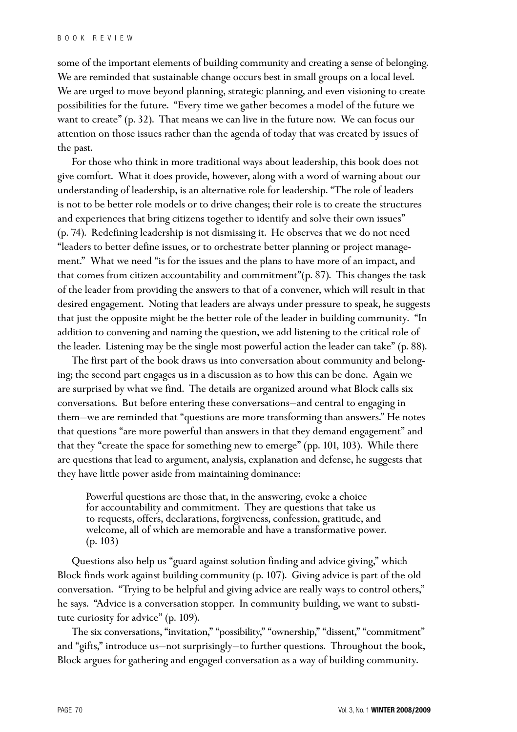some of the important elements of building community and creating a sense of belonging. We are reminded that sustainable change occurs best in small groups on a local level. We are urged to move beyond planning, strategic planning, and even visioning to create possibilities for the future. "Every time we gather becomes a model of the future we want to create" (p. 32). That means we can live in the future now. We can focus our attention on those issues rather than the agenda of today that was created by issues of the past.

For those who think in more traditional ways about leadership, this book does not give comfort. What it does provide, however, along with a word of warning about our understanding of leadership, is an alternative role for leadership. "The role of leaders is not to be better role models or to drive changes; their role is to create the structures and experiences that bring citizens together to identify and solve their own issues" (p. 74). Redefining leadership is not dismissing it. He observes that we do not need "leaders to better define issues, or to orchestrate better planning or project management." What we need "is for the issues and the plans to have more of an impact, and that comes from citizen accountability and commitment"(p. 87). This changes the task of the leader from providing the answers to that of a convener, which will result in that desired engagement. Noting that leaders are always under pressure to speak, he suggests that just the opposite might be the better role of the leader in building community. "In addition to convening and naming the question, we add listening to the critical role of the leader. Listening may be the single most powerful action the leader can take" (p. 88).

The first part of the book draws us into conversation about community and belonging; the second part engages us in a discussion as to how this can be done. Again we are surprised by what we find. The details are organized around what Block calls six conversations. But before entering these conversations—and central to engaging in them—we are reminded that "questions are more transforming than answers." He notes that questions "are more powerful than answers in that they demand engagement" and that they "create the space for something new to emerge" (pp. 101, 103). While there are questions that lead to argument, analysis, explanation and defense, he suggests that they have little power aside from maintaining dominance:

> Powerful questions are those that, in the answering, evoke a choice for accountability and commitment. They are questions that take us to requests, offers, declarations, forgiveness, confession, gratitude, and welcome, all of which are memorable and have a transformative power. (p. 103)

Questions also help us "guard against solution finding and advice giving," which Block finds work against building community (p. 107). Giving advice is part of the old conversation. "Trying to be helpful and giving advice are really ways to control others," he says. "Advice is a conversation stopper. In community building, we want to substitute curiosity for advice" (p. 109).

The six conversations, "invitation," "possibility," "ownership," "dissent," "commitment" and "gifts," introduce us—not surprisingly—to further questions. Throughout the book, Block argues for gathering and engaged conversation as a way of building community.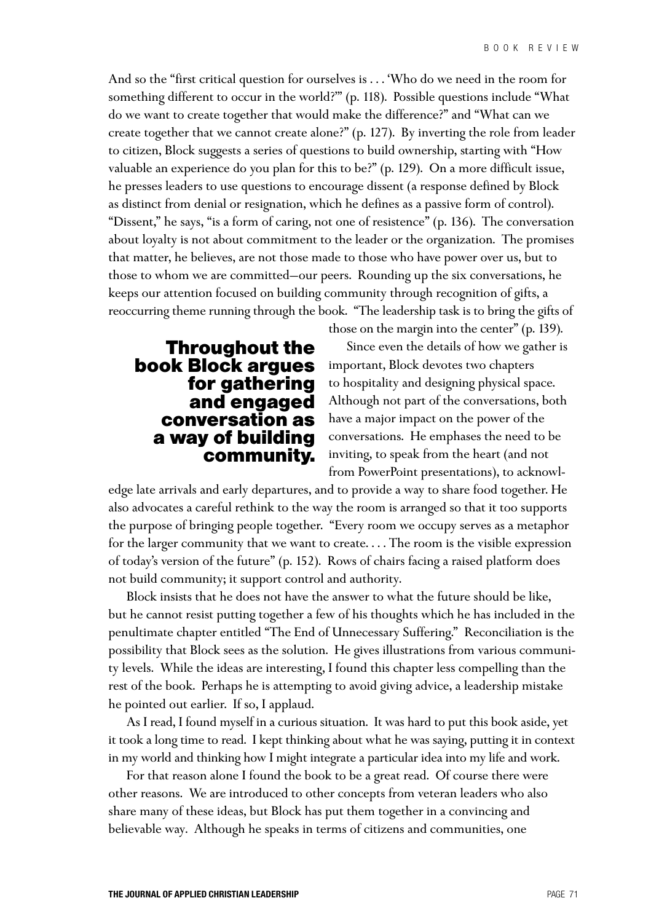And so the "first critical question for ourselves is . . . 'Who do we need in the room for something different to occur in the world?'" (p. 118). Possible questions include "What do we want to create together that would make the difference?" and "What can we create together that we cannot create alone?" (p. 127). By inverting the role from leader to citizen, Block suggests a series of questions to build ownership, starting with "How valuable an experience do you plan for this to be?" (p. 129). On a more difficult issue, he presses leaders to use questions to encourage dissent (a response defined by Block as distinct from denial or resignation, which he defines as a passive form of control). "Dissent," he says, "is a form of caring, not one of resistence" (p. 136). The conversation about loyalty is not about commitment to the leader or the organization. The promises that matter, he believes, are not those made to those who have power over us, but to those to whom we are committed—our peers. Rounding up the six conversations, he keeps our attention focused on building community through recognition of gifts, a reoccurring theme running through the book. "The leadership task is to bring the gifts of those on the margin into the center" (p. 139).

**Throughout the book Block argues for gathering and engaged conversation as a way of building community.**

Since even the details of how we gather is important, Block devotes two chapters to hospitality and designing physical space. Although not part of the conversations, both have a major impact on the power of the conversations. He emphases the need to be inviting, to speak from the heart (and not from PowerPoint presentations), to acknowledge late arrivals and early departures, and to provide a way to share food together. He also advocates a careful rethink to the way the room is arranged so that it too supports the purpose of bringing people together. "Every room we occupy serves as a metaphor for the larger community that we want to create. . . . The room is the visible expression of today's version of the future" (p. 152). Rows of chairs facing a raised platform does not build community; it support control and authority.

Block insists that he does not have the answer to what the future should be like, but he cannot resist putting together a few of his thoughts which he has included in the penultimate chapter entitled "The End of Unnecessary Suffering." Reconciliation is the possibility that Block sees as the solution. He gives illustrations from various community levels. While the ideas are interesting, I found this chapter less compelling than the rest of the book. Perhaps he is attempting to avoid giving advice, a leadership mistake he pointed out earlier. If so, I applaud.

As I read, I found myself in a curious situation. It was hard to put this book aside, yet it took a long time to read. I kept thinking about what he was saying, putting it in context in my world and thinking how I might integrate a particular idea into my life and work.

For that reason alone I found the book to be a great read. Of course there were other reasons. We are introduced to other concepts from veteran leaders who also share many of these ideas, but Block has put them together in a convincing and believable way. Although he speaks in terms of citizens and communities, one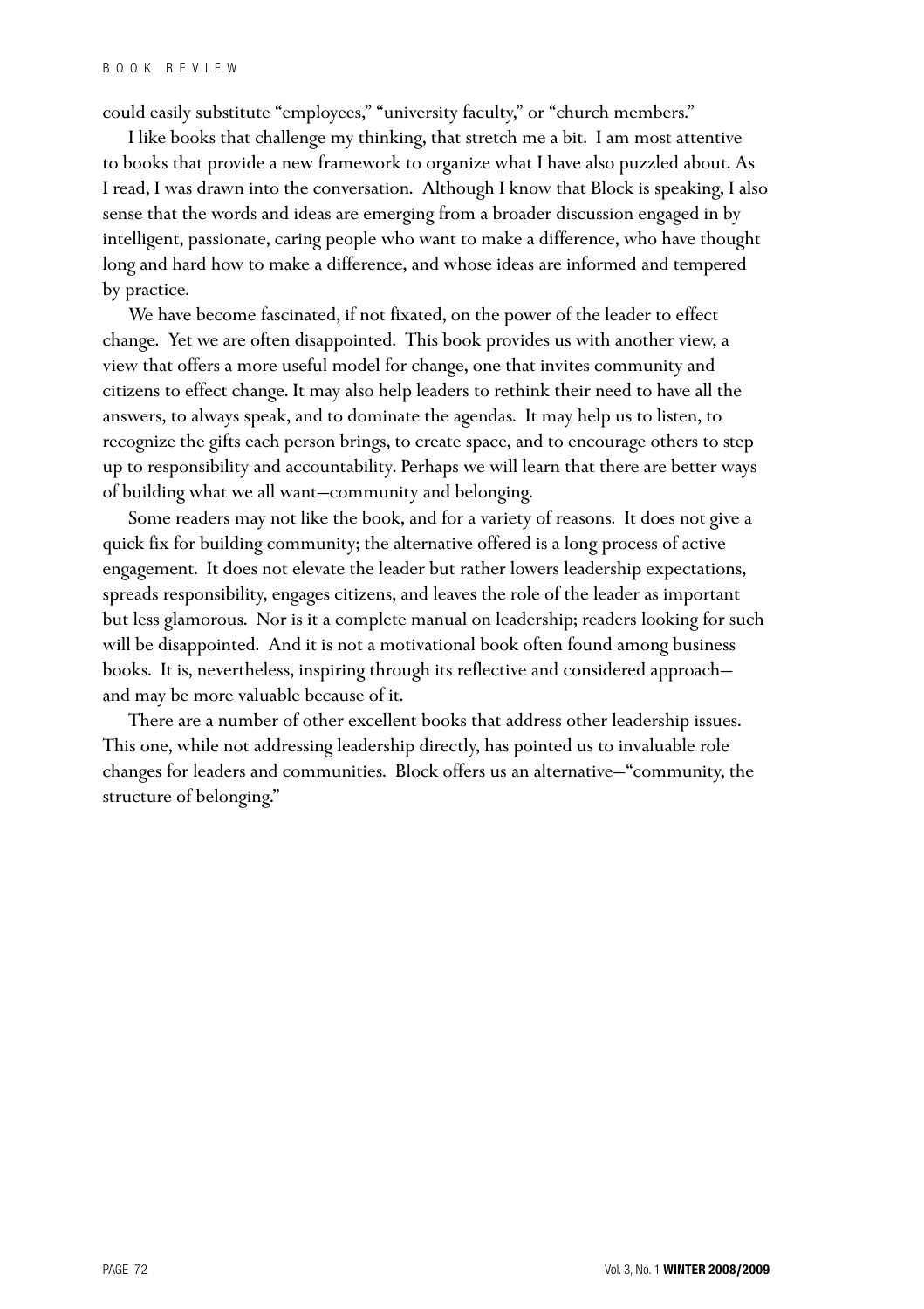could easily substitute "employees," "university faculty," or "church members."

I like books that challenge my thinking, that stretch me a bit. I am most attentive to books that provide a new framework to organize what I have also puzzled about. As I read, I was drawn into the conversation. Although I know that Block is speaking, I also sense that the words and ideas are emerging from a broader discussion engaged in by intelligent, passionate, caring people who want to make a difference, who have thought long and hard how to make a difference, and whose ideas are informed and tempered by practice.

We have become fascinated, if not fixated, on the power of the leader to effect change. Yet we are often disappointed. This book provides us with another view, a view that offers a more useful model for change, one that invites community and citizens to effect change. It may also help leaders to rethink their need to have all the answers, to always speak, and to dominate the agendas. It may help us to listen, to recognize the gifts each person brings, to create space, and to encourage others to step up to responsibility and accountability. Perhaps we will learn that there are better ways of building what we all want—community and belonging.

Some readers may not like the book, and for a variety of reasons. It does not give a quick fix for building community; the alternative offered is a long process of active engagement. It does not elevate the leader but rather lowers leadership expectations, spreads responsibility, engages citizens, and leaves the role of the leader as important but less glamorous. Nor is it a complete manual on leadership; readers looking for such will be disappointed. And it is not a motivational book often found among business books. It is, nevertheless, inspiring through its reflective and considered approach—and may be more valuable because of it.

There are a number of other excellent books that address other leadership issues. This one, while not addressing leadership directly, has pointed us to invaluable role changes for leaders and communities. Block offers us an alternative—"community, the structure of belonging."